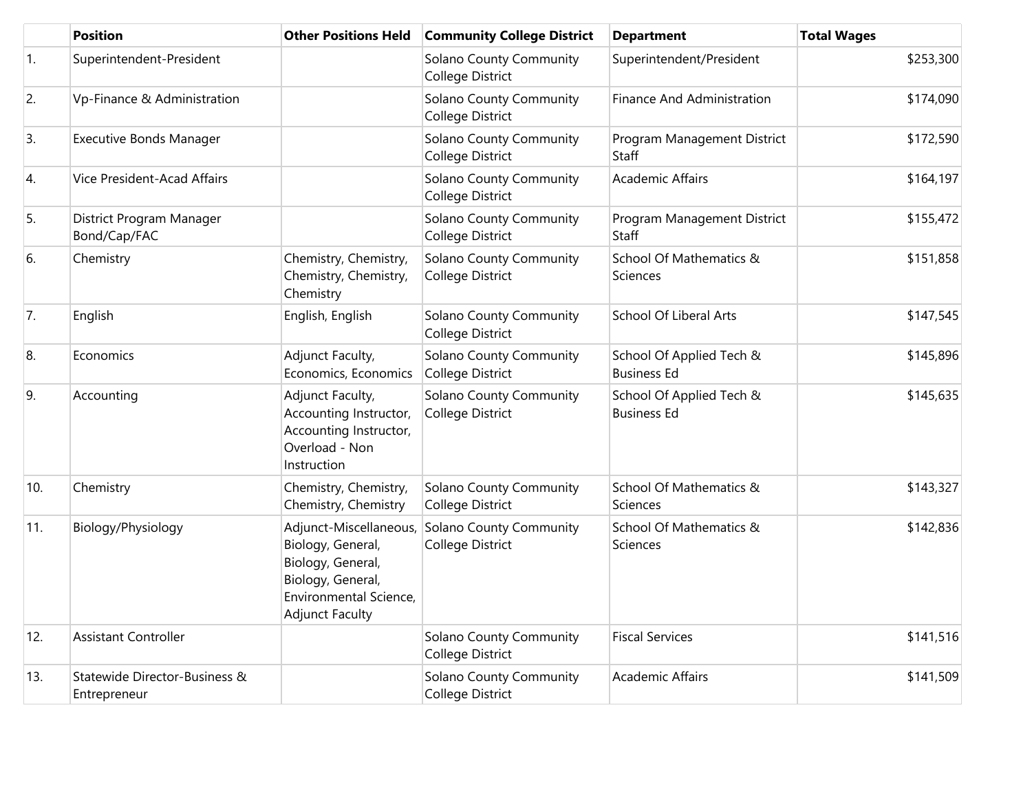| | Position | Other Positions Held | Community College District | Department | Total Wages |
|---|---|---|---|---|---|
| 1. | Superintendent-President | | Solano County Community College District | Superintendent/President | $253,300 |
| 2. | Vp-Finance & Administration | | Solano County Community College District | Finance And Administration | $174,090 |
| 3. | Executive Bonds Manager | | Solano County Community College District | Program Management District Staff | $172,590 |
| 4. | Vice President-Acad Affairs | | Solano County Community College District | Academic Affairs | $164,197 |
| 5. | District Program Manager Bond/Cap/FAC | | Solano County Community College District | Program Management District Staff | $155,472 |
| 6. | Chemistry | Chemistry, Chemistry, Chemistry, Chemistry, Chemistry | Solano County Community College District | School Of Mathematics & Sciences | $151,858 |
| 7. | English | English, English | Solano County Community College District | School Of Liberal Arts | $147,545 |
| 8. | Economics | Adjunct Faculty, Economics, Economics | Solano County Community College District | School Of Applied Tech & Business Ed | $145,896 |
| 9. | Accounting | Adjunct Faculty, Accounting Instructor, Accounting Instructor, Overload - Non Instruction | Solano County Community College District | School Of Applied Tech & Business Ed | $145,635 |
| 10. | Chemistry | Chemistry, Chemistry, Chemistry, Chemistry | Solano County Community College District | School Of Mathematics & Sciences | $143,327 |
| 11. | Biology/Physiology | Adjunct-Miscellaneous, Biology, General, Biology, General, Biology, General, Environmental Science, Adjunct Faculty | Solano County Community College District | School Of Mathematics & Sciences | $142,836 |
| 12. | Assistant Controller | | Solano County Community College District | Fiscal Services | $141,516 |
| 13. | Statewide Director-Business & Entrepreneur | | Solano County Community College District | Academic Affairs | $141,509 |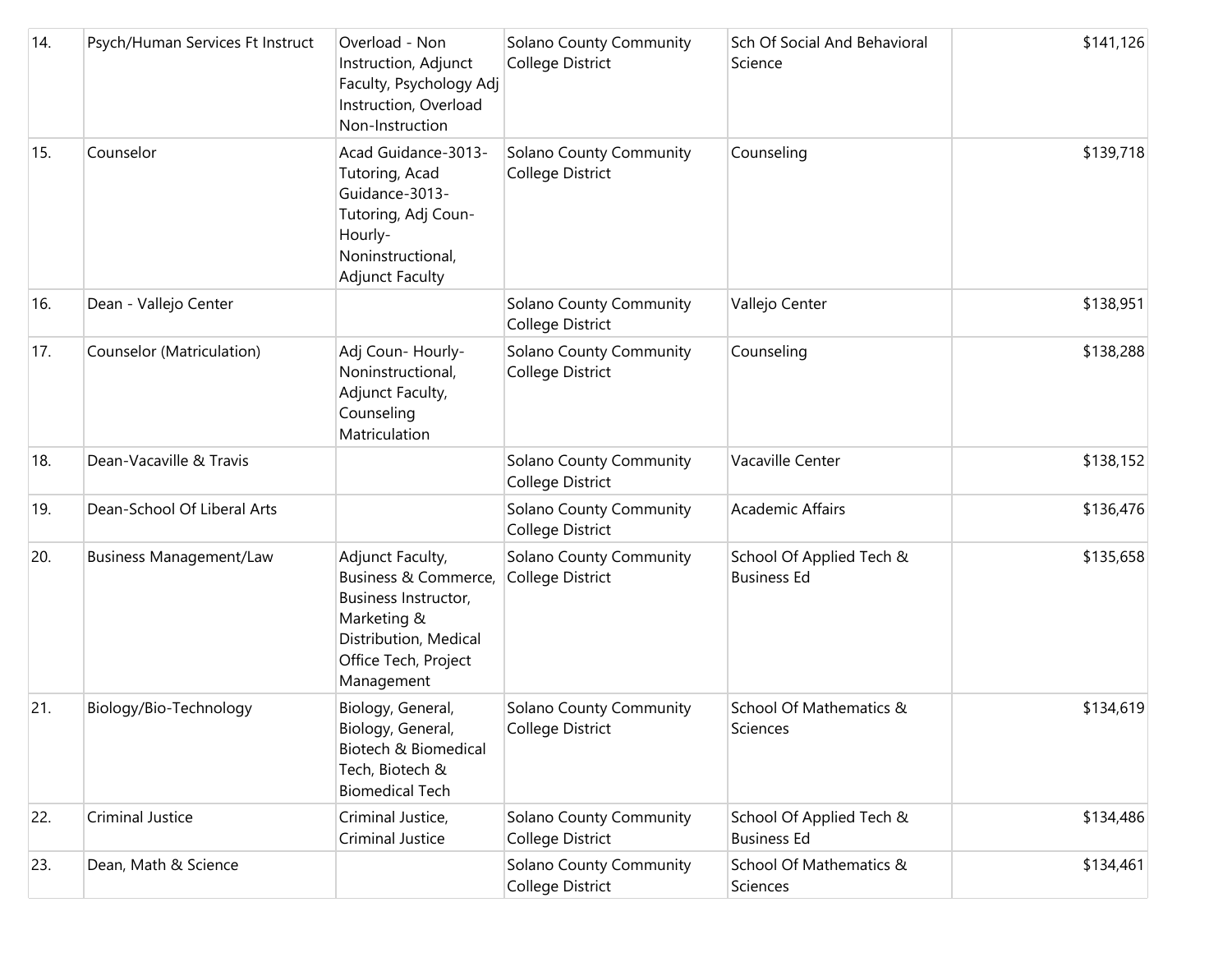| | | | | | |
|---|---|---|---|---|---|
| 14. | Psych/Human Services Ft Instruct | Overload - Non Instruction, Adjunct Faculty, Psychology Adj Instruction, Overload Non-Instruction | Solano County Community College District | Sch Of Social And Behavioral Science | $141,126 |
| 15. | Counselor | Acad Guidance-3013-Tutoring, Acad Guidance-3013-Tutoring, Adj Coun-Hourly-Noninstructional, Adjunct Faculty | Solano County Community College District | Counseling | $139,718 |
| 16. | Dean - Vallejo Center | | Solano County Community College District | Vallejo Center | $138,951 |
| 17. | Counselor (Matriculation) | Adj Coun- Hourly-Noninstructional, Adjunct Faculty, Counseling Matriculation | Solano County Community College District | Counseling | $138,288 |
| 18. | Dean-Vacaville & Travis | | Solano County Community College District | Vacaville Center | $138,152 |
| 19. | Dean-School Of Liberal Arts | | Solano County Community College District | Academic Affairs | $136,476 |
| 20. | Business Management/Law | Adjunct Faculty, Business & Commerce, Business Instructor, Marketing & Distribution, Medical Office Tech, Project Management | Solano County Community College District | School Of Applied Tech & Business Ed | $135,658 |
| 21. | Biology/Bio-Technology | Biology, General, Biology, General, Biotech & Biomedical Tech, Biotech & Biomedical Tech | Solano County Community College District | School Of Mathematics & Sciences | $134,619 |
| 22. | Criminal Justice | Criminal Justice, Criminal Justice | Solano County Community College District | School Of Applied Tech & Business Ed | $134,486 |
| 23. | Dean, Math & Science | | Solano County Community College District | School Of Mathematics & Sciences | $134,461 |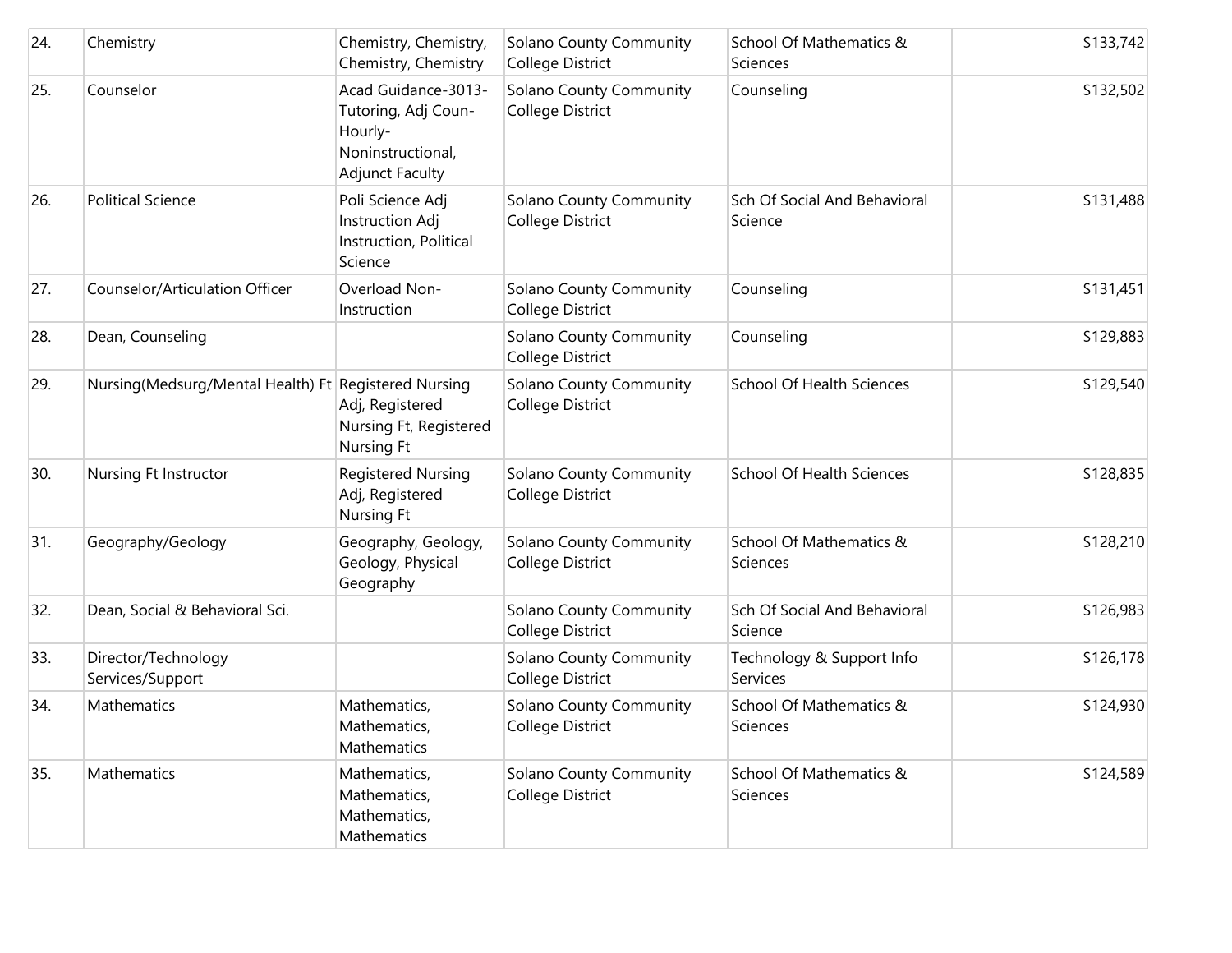| 24. | Chemistry | Chemistry, Chemistry, Chemistry, Chemistry | Solano County Community College District | School Of Mathematics & Sciences | $133,742 |
|---|---|---|---|---|---|
| 25. | Counselor | Acad Guidance-3013-Tutoring, Adj Coun-Hourly-Noninstructional, Adjunct Faculty | Solano County Community College District | Counseling | $132,502 |
| 26. | Political Science | Poli Science Adj Instruction Adj Instruction, Political Science | Solano County Community College District | Sch Of Social And Behavioral Science | $131,488 |
| 27. | Counselor/Articulation Officer | Overload Non-Instruction | Solano County Community College District | Counseling | $131,451 |
| 28. | Dean, Counseling | | Solano County Community College District | Counseling | $129,883 |
| 29. | Nursing(Medsurg/Mental Health) Ft | Registered Nursing Adj, Registered Nursing Ft, Registered Nursing Ft | Solano County Community College District | School Of Health Sciences | $129,540 |
| 30. | Nursing Ft Instructor | Registered Nursing Adj, Registered Nursing Ft | Solano County Community College District | School Of Health Sciences | $128,835 |
| 31. | Geography/Geology | Geography, Geology, Geology, Physical Geography | Solano County Community College District | School Of Mathematics & Sciences | $128,210 |
| 32. | Dean, Social & Behavioral Sci. | | Solano County Community College District | Sch Of Social And Behavioral Science | $126,983 |
| 33. | Director/Technology Services/Support | | Solano County Community College District | Technology & Support Info Services | $126,178 |
| 34. | Mathematics | Mathematics, Mathematics, Mathematics | Solano County Community College District | School Of Mathematics & Sciences | $124,930 |
| 35. | Mathematics | Mathematics, Mathematics, Mathematics, Mathematics | Solano County Community College District | School Of Mathematics & Sciences | $124,589 |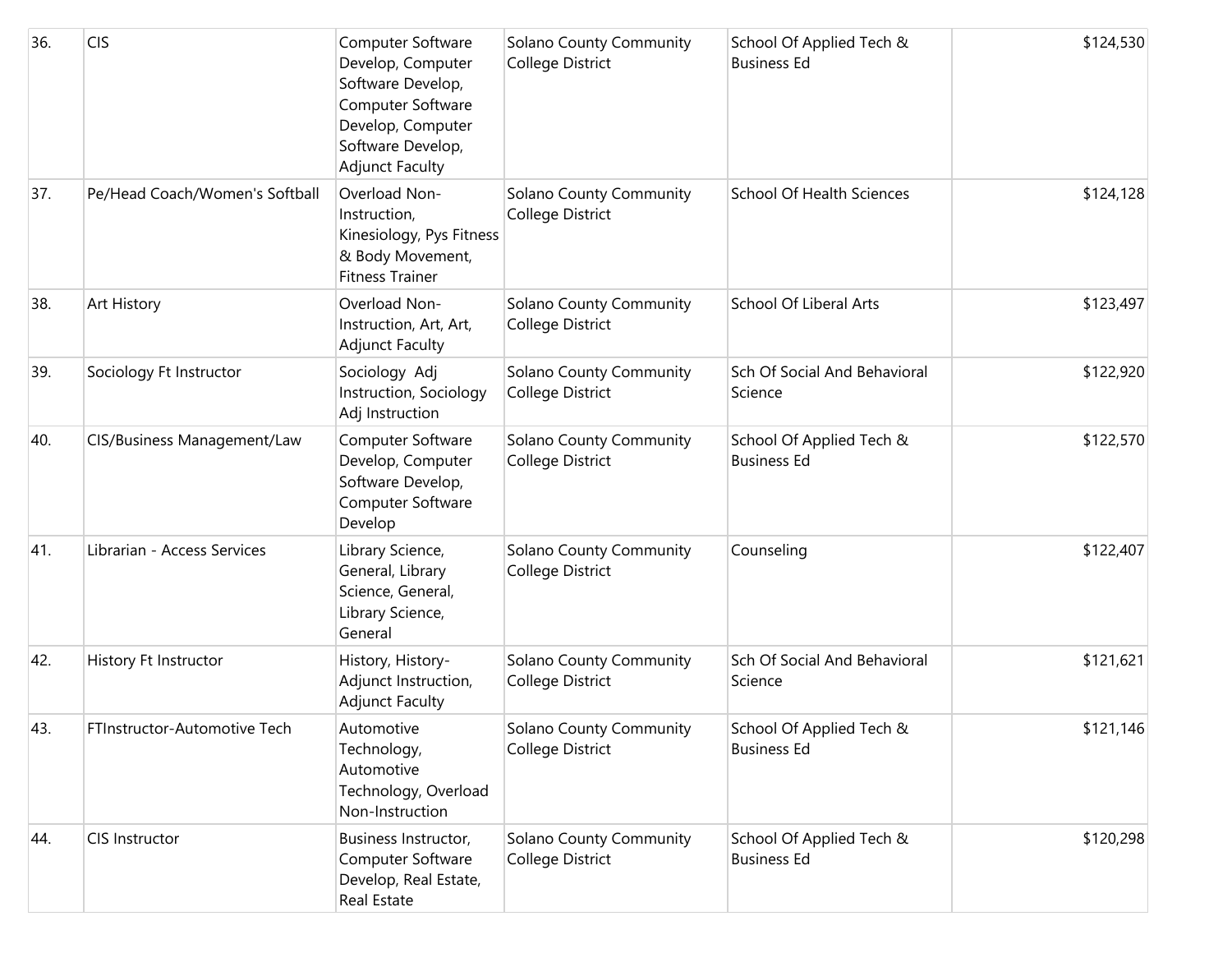| 36. | CIS | Computer Software Develop, Computer Software Develop, Computer Software Develop, Computer Software Develop, Adjunct Faculty | Solano County Community College District | School Of Applied Tech & Business Ed | $124,530 |
|---|---|---|---|---|---|
| 37. | Pe/Head Coach/Women's Softball | Overload Non-Instruction, Kinesiology, Pys Fitness & Body Movement, Fitness Trainer | Solano County Community College District | School Of Health Sciences | $124,128 |
| 38. | Art History | Overload Non-Instruction, Art, Art, Adjunct Faculty | Solano County Community College District | School Of Liberal Arts | $123,497 |
| 39. | Sociology Ft Instructor | Sociology Adj Instruction, Sociology Adj Instruction | Solano County Community College District | Sch Of Social And Behavioral Science | $122,920 |
| 40. | CIS/Business Management/Law | Computer Software Develop, Computer Software Develop, Computer Software Develop | Solano County Community College District | School Of Applied Tech & Business Ed | $122,570 |
| 41. | Librarian - Access Services | Library Science, General, Library Science, General, Library Science, General | Solano County Community College District | Counseling | $122,407 |
| 42. | History Ft Instructor | History, History-Adjunct Instruction, Adjunct Faculty | Solano County Community College District | Sch Of Social And Behavioral Science | $121,621 |
| 43. | FTInstructor-Automotive Tech | Automotive Technology, Automotive Technology, Overload Non-Instruction | Solano County Community College District | School Of Applied Tech & Business Ed | $121,146 |
| 44. | CIS Instructor | Business Instructor, Computer Software Develop, Real Estate, Real Estate | Solano County Community College District | School Of Applied Tech & Business Ed | $120,298 |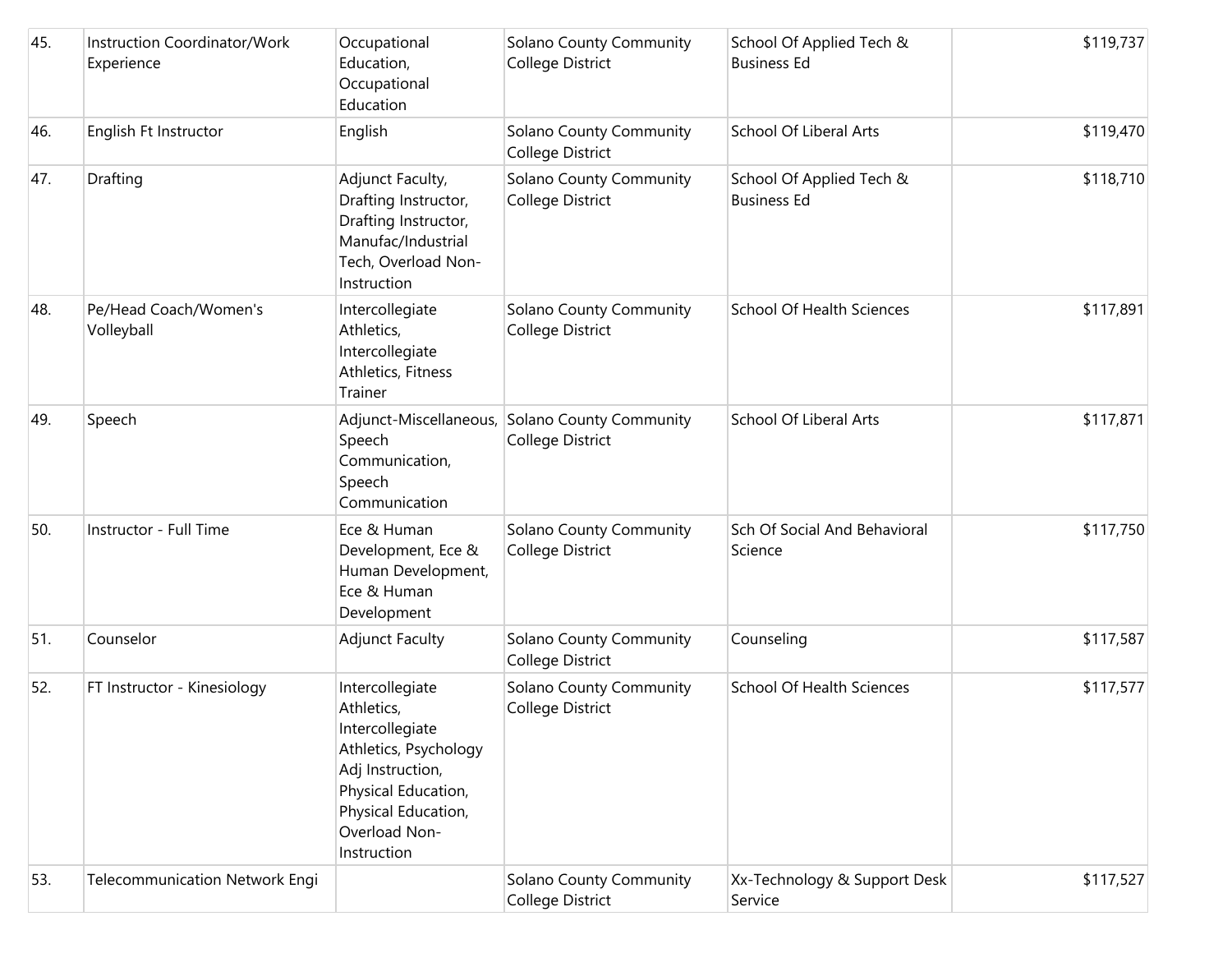| 45. | Instruction Coordinator/Work Experience | Occupational Education, Occupational Education | Solano County Community College District | School Of Applied Tech & Business Ed | $119,737 |
|---|---|---|---|---|---|
| 46. | English Ft Instructor | English | Solano County Community College District | School Of Liberal Arts | $119,470 |
| 47. | Drafting | Adjunct Faculty, Drafting Instructor, Drafting Instructor, Manufac/Industrial Tech, Overload Non-Instruction | Solano County Community College District | School Of Applied Tech & Business Ed | $118,710 |
| 48. | Pe/Head Coach/Women's Volleyball | Intercollegiate Athletics, Intercollegiate Athletics, Fitness Trainer | Solano County Community College District | School Of Health Sciences | $117,891 |
| 49. | Speech | Adjunct-Miscellaneous, Speech Communication, Speech Communication | Solano County Community College District | School Of Liberal Arts | $117,871 |
| 50. | Instructor - Full Time | Ece & Human Development, Ece & Human Development, Ece & Human Development | Solano County Community College District | Sch Of Social And Behavioral Science | $117,750 |
| 51. | Counselor | Adjunct Faculty | Solano County Community College District | Counseling | $117,587 |
| 52. | FT Instructor - Kinesiology | Intercollegiate Athletics, Intercollegiate Athletics, Psychology Adj Instruction, Physical Education, Physical Education, Overload Non-Instruction | Solano County Community College District | School Of Health Sciences | $117,577 |
| 53. | Telecommunication Network Engi | | Solano County Community College District | Xx-Technology & Support Desk Service | $117,527 |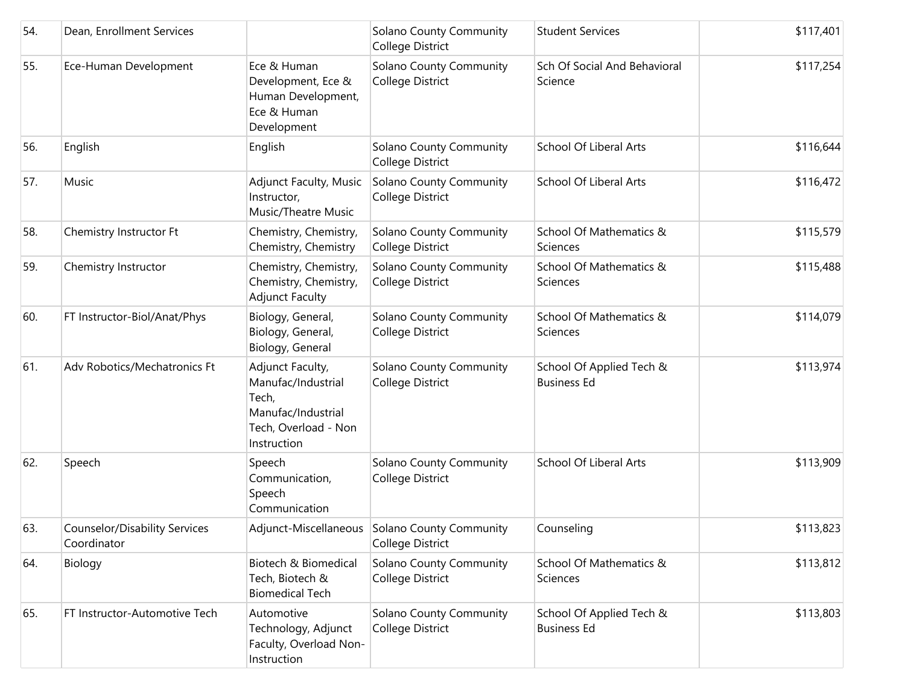| | | | | | |
|---|---|---|---|---|---|
| 54. | Dean, Enrollment Services | | Solano County Community College District | Student Services | $117,401 |
| 55. | Ece-Human Development | Ece & Human Development, Ece & Human Development, Ece & Human Development | Solano County Community College District | Sch Of Social And Behavioral Science | $117,254 |
| 56. | English | English | Solano County Community College District | School Of Liberal Arts | $116,644 |
| 57. | Music | Adjunct Faculty, Music Instructor, Music/Theatre Music | Solano County Community College District | School Of Liberal Arts | $116,472 |
| 58. | Chemistry Instructor Ft | Chemistry, Chemistry, Chemistry, Chemistry | Solano County Community College District | School Of Mathematics & Sciences | $115,579 |
| 59. | Chemistry Instructor | Chemistry, Chemistry, Chemistry, Chemistry, Adjunct Faculty | Solano County Community College District | School Of Mathematics & Sciences | $115,488 |
| 60. | FT Instructor-Biol/Anat/Phys | Biology, General, Biology, General, Biology, General | Solano County Community College District | School Of Mathematics & Sciences | $114,079 |
| 61. | Adv Robotics/Mechatronics Ft | Adjunct Faculty, Manufac/Industrial Tech, Manufac/Industrial Tech, Overload - Non Instruction | Solano County Community College District | School Of Applied Tech & Business Ed | $113,974 |
| 62. | Speech | Speech Communication, Speech Communication | Solano County Community College District | School Of Liberal Arts | $113,909 |
| 63. | Counselor/Disability Services Coordinator | Adjunct-Miscellaneous | Solano County Community College District | Counseling | $113,823 |
| 64. | Biology | Biotech & Biomedical Tech, Biotech & Biomedical Tech | Solano County Community College District | School Of Mathematics & Sciences | $113,812 |
| 65. | FT Instructor-Automotive Tech | Automotive Technology, Adjunct Faculty, Overload Non-Instruction | Solano County Community College District | School Of Applied Tech & Business Ed | $113,803 |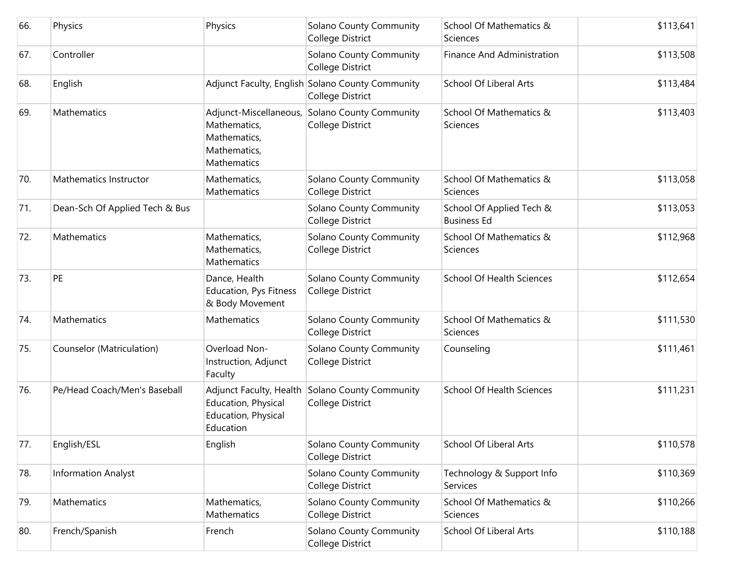| | | | | | |
|---|---|---|---|---|---|
| 66. | Physics | Physics | Solano County Community College District | School Of Mathematics & Sciences | $113,641 |
| 67. | Controller | | Solano County Community College District | Finance And Administration | $113,508 |
| 68. | English | Adjunct Faculty, English | Solano County Community College District | School Of Liberal Arts | $113,484 |
| 69. | Mathematics | Adjunct-Miscellaneous, Mathematics, Mathematics, Mathematics, Mathematics | Solano County Community College District | School Of Mathematics & Sciences | $113,403 |
| 70. | Mathematics Instructor | Mathematics, Mathematics | Solano County Community College District | School Of Mathematics & Sciences | $113,058 |
| 71. | Dean-Sch Of Applied Tech & Bus | | Solano County Community College District | School Of Applied Tech & Business Ed | $113,053 |
| 72. | Mathematics | Mathematics, Mathematics, Mathematics | Solano County Community College District | School Of Mathematics & Sciences | $112,968 |
| 73. | PE | Dance, Health Education, Pys Fitness & Body Movement | Solano County Community College District | School Of Health Sciences | $112,654 |
| 74. | Mathematics | Mathematics | Solano County Community College District | School Of Mathematics & Sciences | $111,530 |
| 75. | Counselor (Matriculation) | Overload Non-Instruction, Adjunct Faculty | Solano County Community College District | Counseling | $111,461 |
| 76. | Pe/Head Coach/Men's Baseball | Adjunct Faculty, Health Education, Physical Education, Physical Education | Solano County Community College District | School Of Health Sciences | $111,231 |
| 77. | English/ESL | English | Solano County Community College District | School Of Liberal Arts | $110,578 |
| 78. | Information Analyst | | Solano County Community College District | Technology & Support Info Services | $110,369 |
| 79. | Mathematics | Mathematics, Mathematics | Solano County Community College District | School Of Mathematics & Sciences | $110,266 |
| 80. | French/Spanish | French | Solano County Community College District | School Of Liberal Arts | $110,188 |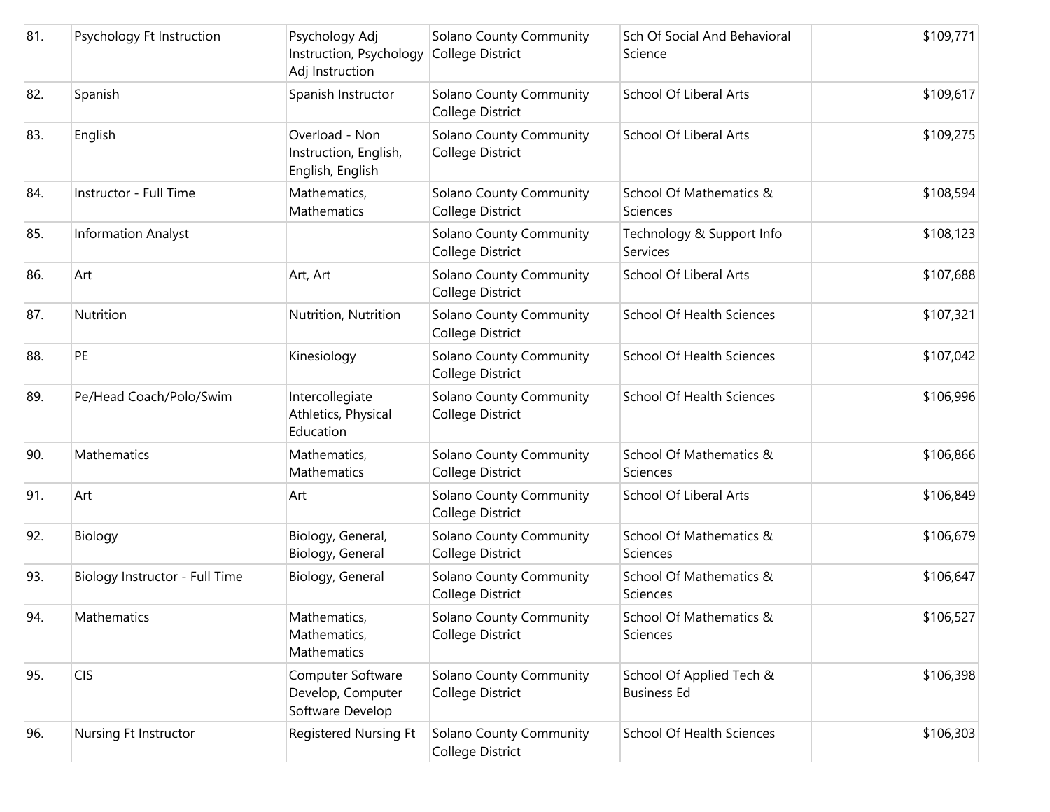| 81. | Psychology Ft Instruction | Psychology Adj Instruction, Psychology Adj Instruction | Solano County Community College District | Sch Of Social And Behavioral Science | $109,771 |
|---|---|---|---|---|---|
| 82. | Spanish | Spanish Instructor | Solano County Community College District | School Of Liberal Arts | $109,617 |
| 83. | English | Overload - Non Instruction, English, English, English | Solano County Community College District | School Of Liberal Arts | $109,275 |
| 84. | Instructor - Full Time | Mathematics, Mathematics | Solano County Community College District | School Of Mathematics & Sciences | $108,594 |
| 85. | Information Analyst | | Solano County Community College District | Technology & Support Info Services | $108,123 |
| 86. | Art | Art, Art | Solano County Community College District | School Of Liberal Arts | $107,688 |
| 87. | Nutrition | Nutrition, Nutrition | Solano County Community College District | School Of Health Sciences | $107,321 |
| 88. | PE | Kinesiology | Solano County Community College District | School Of Health Sciences | $107,042 |
| 89. | Pe/Head Coach/Polo/Swim | Intercollegiate Athletics, Physical Education | Solano County Community College District | School Of Health Sciences | $106,996 |
| 90. | Mathematics | Mathematics, Mathematics | Solano County Community College District | School Of Mathematics & Sciences | $106,866 |
| 91. | Art | Art | Solano County Community College District | School Of Liberal Arts | $106,849 |
| 92. | Biology | Biology, General, Biology, General | Solano County Community College District | School Of Mathematics & Sciences | $106,679 |
| 93. | Biology Instructor - Full Time | Biology, General | Solano County Community College District | School Of Mathematics & Sciences | $106,647 |
| 94. | Mathematics | Mathematics, Mathematics, Mathematics | Solano County Community College District | School Of Mathematics & Sciences | $106,527 |
| 95. | CIS | Computer Software Develop, Computer Software Develop | Solano County Community College District | School Of Applied Tech & Business Ed | $106,398 |
| 96. | Nursing Ft Instructor | Registered Nursing Ft | Solano County Community College District | School Of Health Sciences | $106,303 |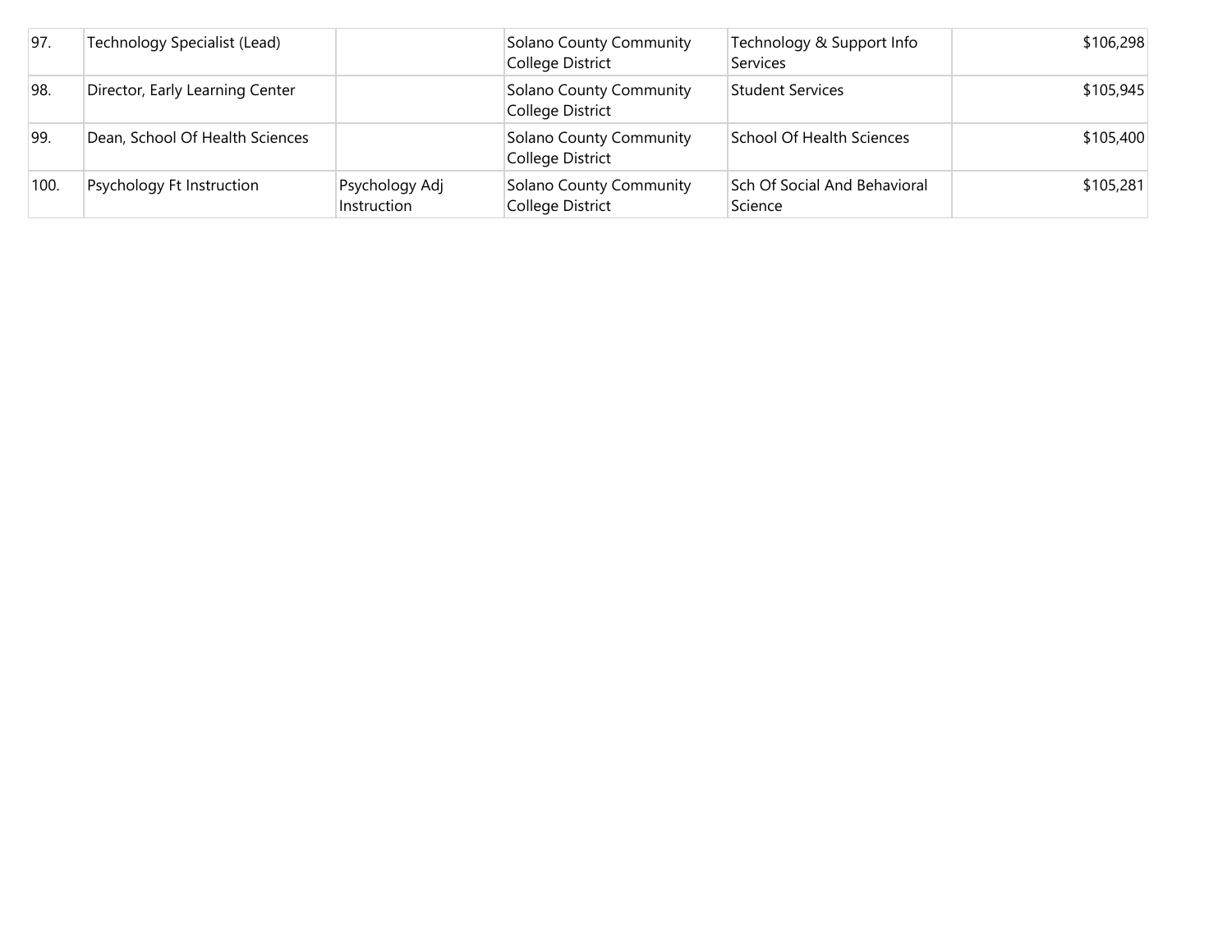| | | | | | |
|---|---|---|---|---|---|
| 97. | Technology Specialist (Lead) | | Solano County Community College District | Technology & Support Info Services | $106,298 |
| 98. | Director, Early Learning Center | | Solano County Community College District | Student Services | $105,945 |
| 99. | Dean, School Of Health Sciences | | Solano County Community College District | School Of Health Sciences | $105,400 |
| 100. | Psychology Ft Instruction | Psychology Adj Instruction | Solano County Community College District | Sch Of Social And Behavioral Science | $105,281 |